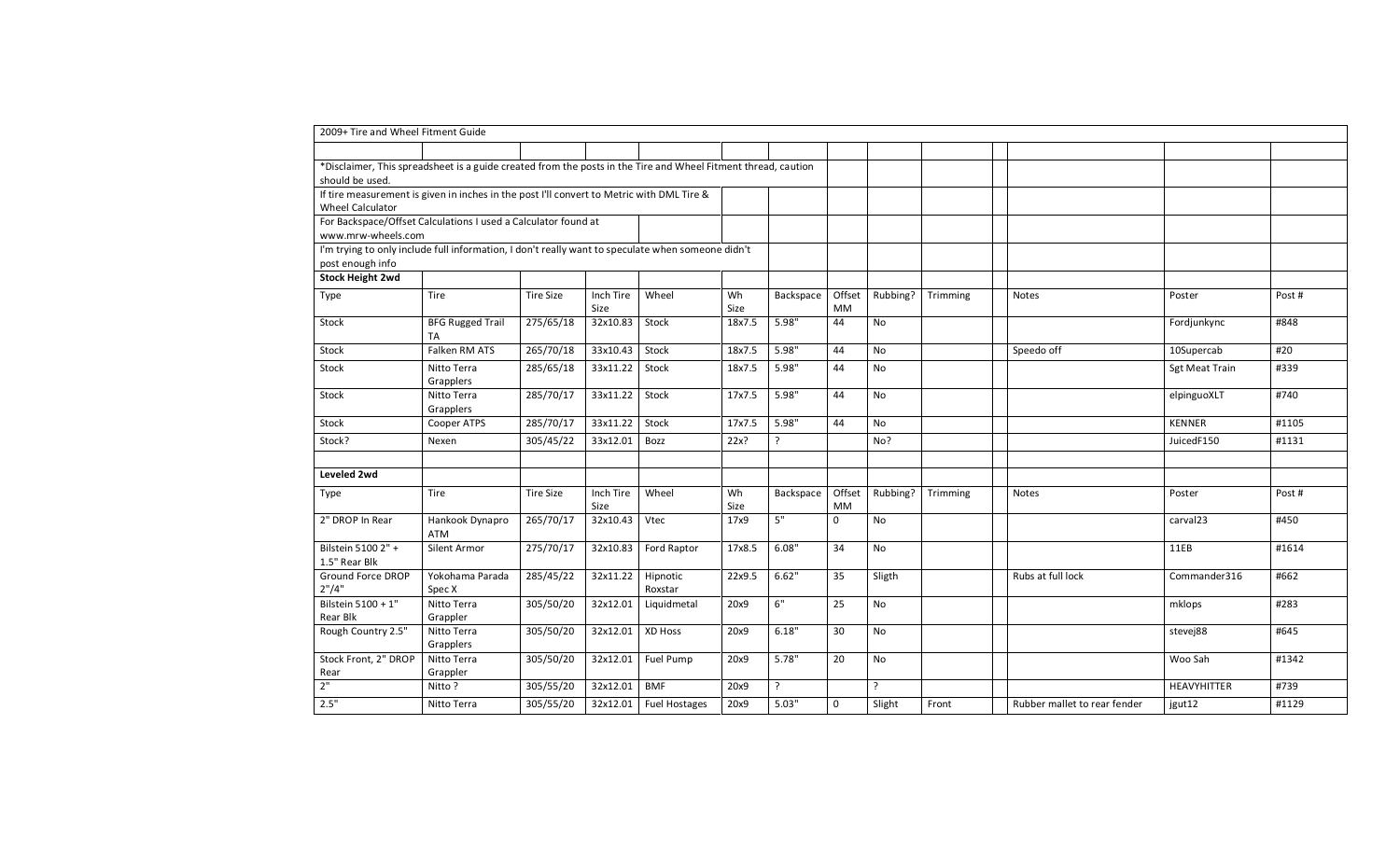2009+ Tire and Wheel Fitment Guide

*Disclaimer, This spreadsheet is a guide created from the posts in the Tire and Wheel Fitment thread, caution should be used.

If tire measurement is given in inches in the post I'll convert to Metric with DML Tire & Wheel Calculator

For Backspace/Offset Calculations I used a Calculator found at www.mrw-wheels.com

I'm trying to only include full information, I don't really want to speculate when someone didn't post enough info

**Stock Height 2wd**

| Type | Tire | Tire Size | Inch Tire Size | Wheel | Wh Size | Backspace | Offset MM | Rubbing? | Trimming | Notes | Poster | Post # |
|---|---|---|---|---|---|---|---|---|---|---|---|---|
| Stock | BFG Rugged Trail TA | 275/65/18 | 32x10.83 | Stock | 18x7.5 | 5.98" | 44 | No | | | Fordjunkync | #848 |
| Stock | Falken RM ATS | 265/70/18 | 33x10.43 | Stock | 18x7.5 | 5.98" | 44 | No | | Speedo off | 10Supercab | #20 |
| Stock | Nitto Terra Grapplers | 285/65/18 | 33x11.22 | Stock | 18x7.5 | 5.98" | 44 | No | | | Sgt Meat Train | #339 |
| Stock | Nitto Terra Grapplers | 285/70/17 | 33x11.22 | Stock | 17x7.5 | 5.98" | 44 | No | | | elpinguoXLT | #740 |
| Stock | Cooper ATPS | 285/70/17 | 33x11.22 | Stock | 17x7.5 | 5.98" | 44 | No | | | KENNER | #1105 |
| Stock? | Nexen | 305/45/22 | 33x12.01 | Bozz | 22x? | ? | | No? | | | JuicedF150 | #1131 |

**Leveled 2wd**

| Type | Tire | Tire Size | Inch Tire Size | Wheel | Wh Size | Backspace | Offset MM | Rubbing? | Trimming | Notes | Poster | Post # |
|---|---|---|---|---|---|---|---|---|---|---|---|---|
| 2" DROP In Rear | Hankook Dynapro ATM | 265/70/17 | 32x10.43 | Vtec | 17x9 | 5" | 0 | No | | | carval23 | #450 |
| Bilstein 5100 2" + 1.5" Rear Blk | Silent Armor | 275/70/17 | 32x10.83 | Ford Raptor | 17x8.5 | 6.08" | 34 | No | | | 11EB | #1614 |
| Ground Force DROP 2"/4" | Yokohama Parada Spec X | 285/45/22 | 32x11.22 | Hipnotic Roxstar | 22x9.5 | 6.62" | 35 | Sligth | | Rubs at full lock | Commander316 | #662 |
| Bilstein 5100 + 1" Rear Blk | Nitto Terra Grappler | 305/50/20 | 32x12.01 | Liquidmetal | 20x9 | 6" | 25 | No | | | mklops | #283 |
| Rough Country 2.5" | Nitto Terra Grapplers | 305/50/20 | 32x12.01 | XD Hoss | 20x9 | 6.18" | 30 | No | | | stevej88 | #645 |
| Stock Front, 2" DROP Rear | Nitto Terra Grappler | 305/50/20 | 32x12.01 | Fuel Pump | 20x9 | 5.78" | 20 | No | | | Woo Sah | #1342 |
| 2" | Nitto ? | 305/55/20 | 32x12.01 | BMF | 20x9 | ? | | ? | | | HEAVYHITTER | #739 |
| 2.5" | Nitto Terra | 305/55/20 | 32x12.01 | Fuel Hostages | 20x9 | 5.03" | 0 | Slight | Front | Rubber mallet to rear fender | jgut12 | #1129 |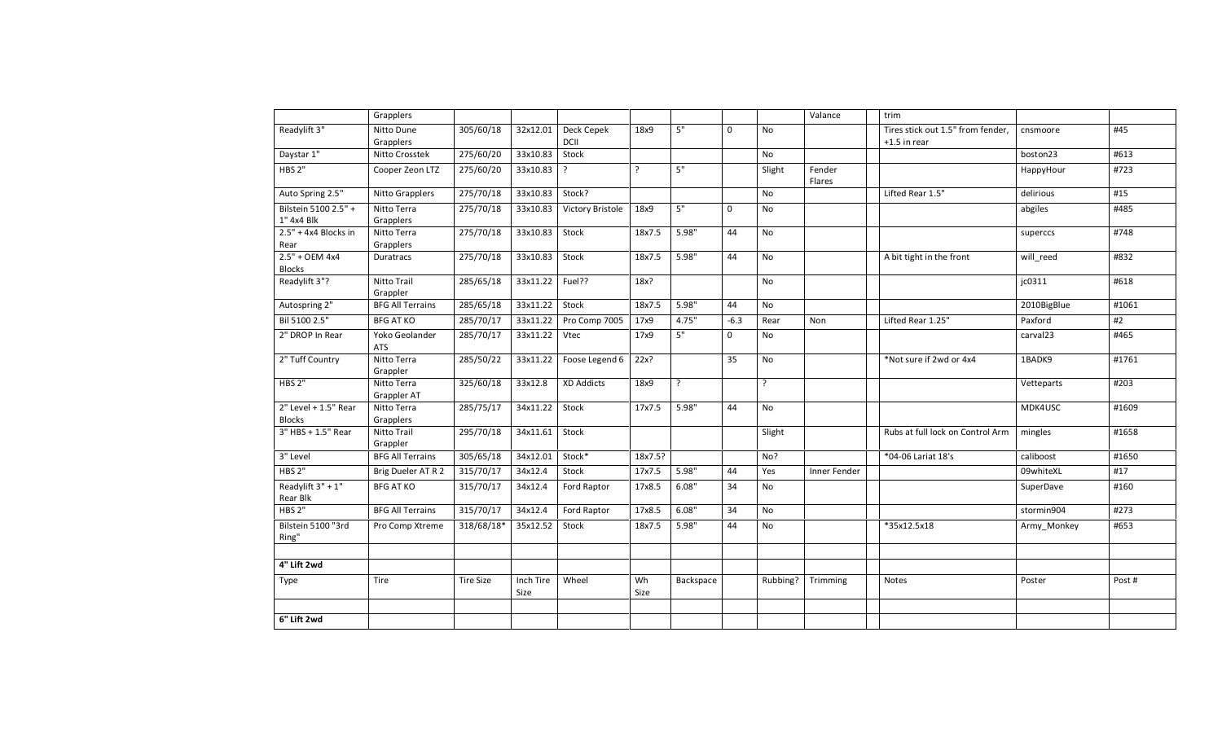| | Grapplers | | | | | | | | Valance | | trim | | |
|---|---|---|---|---|---|---|---|---|---|---|---|---|---|
| Readylift 3" | Nitto Dune Grapplers | 305/60/18 | 32x12.01 | Deck Cepek DCII | 18x9 | 5" | 0 | No | | | Tires stick out 1.5" from fender, +1.5 in rear | cnsmoore | #45 |
| Daystar 1" | Nitto Crosstek | 275/60/20 | 33x10.83 | Stock | | | | No | | | | boston23 | #613 |
| HBS 2" | Cooper Zeon LTZ | 275/60/20 | 33x10.83 | ? | ? | 5" | | Slight | Fender Flares | | | HappyHour | #723 |
| Auto Spring 2.5" | Nitto Grapplers | 275/70/18 | 33x10.83 | Stock? | | | | No | | | Lifted Rear 1.5" | delirious | #15 |
| Bilstein 5100 2.5" + 1" 4x4 Blk | Nitto Terra Grapplers | 275/70/18 | 33x10.83 | Victory Bristole | 18x9 | 5" | 0 | No | | | | abgiles | #485 |
| 2.5" + 4x4 Blocks in Rear | Nitto Terra Grapplers | 275/70/18 | 33x10.83 | Stock | 18x7.5 | 5.98" | 44 | No | | | | superccs | #748 |
| 2.5" + OEM 4x4 Blocks | Duratracs | 275/70/18 | 33x10.83 | Stock | 18x7.5 | 5.98" | 44 | No | | | A bit tight in the front | will_reed | #832 |
| Readylift 3"? | Nitto Trail Grappler | 285/65/18 | 33x11.22 | Fuel?? | 18x? | | | No | | | | jc0311 | #618 |
| Autospring 2" | BFG All Terrains | 285/65/18 | 33x11.22 | Stock | 18x7.5 | 5.98" | 44 | No | | | | 2010BigBlue | #1061 |
| Bil 5100 2.5" | BFG AT KO | 285/70/17 | 33x11.22 | Pro Comp 7005 | 17x9 | 4.75" | -6.3 | Rear | Non | | Lifted Rear 1.25" | Paxford | #2 |
| 2" DROP In Rear | Yoko Geolander ATS | 285/70/17 | 33x11.22 | Vtec | 17x9 | 5" | 0 | No | | | | carval23 | #465 |
| 2" Tuff Country | Nitto Terra Grappler | 285/50/22 | 33x11.22 | Foose Legend 6 | 22x? | | 35 | No | | | *Not sure if 2wd or 4x4 | 1BADK9 | #1761 |
| HBS 2" | Nitto Terra Grappler AT | 325/60/18 | 33x12.8 | XD Addicts | 18x9 | ? | | ? | | | | Vetteparts | #203 |
| 2" Level + 1.5" Rear Blocks | Nitto Terra Grapplers | 285/75/17 | 34x11.22 | Stock | 17x7.5 | 5.98" | 44 | No | | | | MDK4USC | #1609 |
| 3" HBS + 1.5" Rear | Nitto Trail Grappler | 295/70/18 | 34x11.61 | Stock | | | | Slight | | | Rubs at full lock on Control Arm | mingles | #1658 |
| 3" Level | BFG All Terrains | 305/65/18 | 34x12.01 | Stock* | 18x7.5? | | | No? | | | *04-06 Lariat 18's | caliboost | #1650 |
| HBS 2" | Brig Dueler AT R 2 | 315/70/17 | 34x12.4 | Stock | 17x7.5 | 5.98" | 44 | Yes | Inner Fender | | | 09whiteXL | #17 |
| Readylift 3" + 1" Rear Blk | BFG AT KO | 315/70/17 | 34x12.4 | Ford Raptor | 17x8.5 | 6.08" | 34 | No | | | | SuperDave | #160 |
| HBS 2" | BFG All Terrains | 315/70/17 | 34x12.4 | Ford Raptor | 17x8.5 | 6.08" | 34 | No | | | | stormin904 | #273 |
| Bilstein 5100 "3rd Ring" | Pro Comp Xtreme | 318/68/18* | 35x12.52 | Stock | 18x7.5 | 5.98" | 44 | No | | | *35x12.5x18 | Army_Monkey | #653 |
| | | | | | | | | | | | | | |
| **4" Lift 2wd** | | | | | | | | | | | | | |
| Type | Tire | Tire Size | Inch Tire Size | Wheel | Wh Size | Backspace | | Rubbing? | Trimming | | Notes | Poster | Post # |
| | | | | | | | | | | | | | |
| **6" Lift 2wd** | | | | | | | | | | | | | |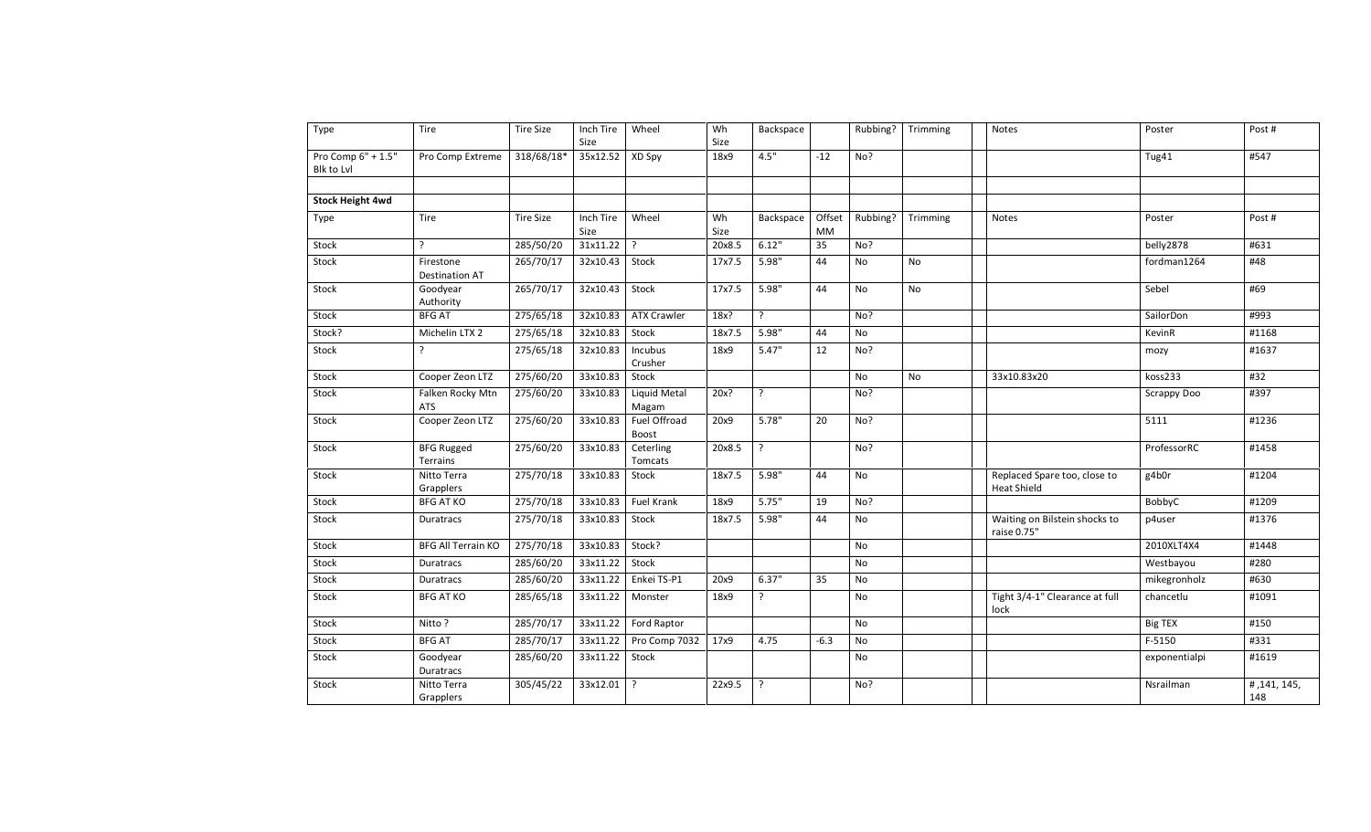| Type | Tire | Tire Size | Inch Tire Size | Wheel | Wh Size | Backspace | | Rubbing? | Trimming | | Notes | Poster | Post # |
|---|---|---|---|---|---|---|---|---|---|---|---|---|---|
| Pro Comp 6" + 1.5" Blk to Lvl | Pro Comp Extreme | 318/68/18* | 35x12.52 | XD Spy | 18x9 | 4.5" | -12 | No? | | | | Tug41 | #547 |
| | | | | | | | | | | | | | |
| **Stock Height 4wd** | | | | | | | | | | | | | |
| Type | Tire | Tire Size | Inch Tire Size | Wheel | Wh Size | Backspace | Offset MM | Rubbing? | Trimming | | Notes | Poster | Post # |
| Stock | ? | 285/50/20 | 31x11.22 | ? | 20x8.5 | 6.12" | 35 | No? | | | | belly2878 | #631 |
| Stock | Firestone Destination AT | 265/70/17 | 32x10.43 | Stock | 17x7.5 | 5.98" | 44 | No | No | | | fordman1264 | #48 |
| Stock | Goodyear Authority | 265/70/17 | 32x10.43 | Stock | 17x7.5 | 5.98" | 44 | No | No | | | Sebel | #69 |
| Stock | BFG AT | 275/65/18 | 32x10.83 | ATX Crawler | 18x? | ? | | No? | | | | SailorDon | #993 |
| Stock? | Michelin LTX 2 | 275/65/18 | 32x10.83 | Stock | 18x7.5 | 5.98" | 44 | No | | | | KevinR | #1168 |
| Stock | ? | 275/65/18 | 32x10.83 | Incubus Crusher | 18x9 | 5.47" | 12 | No? | | | | mozy | #1637 |
| Stock | Cooper Zeon LTZ | 275/60/20 | 33x10.83 | Stock | | | | No | No | | 33x10.83x20 | koss233 | #32 |
| Stock | Falken Rocky Mtn ATS | 275/60/20 | 33x10.83 | Liquid Metal Magam | 20x? | ? | | No? | | | | Scrappy Doo | #397 |
| Stock | Cooper Zeon LTZ | 275/60/20 | 33x10.83 | Fuel Offroad Boost | 20x9 | 5.78" | 20 | No? | | | | 5111 | #1236 |
| Stock | BFG Rugged Terrains | 275/60/20 | 33x10.83 | Ceterling Tomcats | 20x8.5 | ? | | No? | | | | ProfessorRC | #1458 |
| Stock | Nitto Terra Grapplers | 275/70/18 | 33x10.83 | Stock | 18x7.5 | 5.98" | 44 | No | | | Replaced Spare too, close to Heat Shield | g4b0r | #1204 |
| Stock | BFG AT KO | 275/70/18 | 33x10.83 | Fuel Krank | 18x9 | 5.75" | 19 | No? | | | | BobbyC | #1209 |
| Stock | Duratracs | 275/70/18 | 33x10.83 | Stock | 18x7.5 | 5.98" | 44 | No | | | Waiting on Bilstein shocks to raise 0.75" | p4user | #1376 |
| Stock | BFG All Terrain KO | 275/70/18 | 33x10.83 | Stock? | | | | No | | | | 2010XLT4X4 | #1448 |
| Stock | Duratracs | 285/60/20 | 33x11.22 | Stock | | | | No | | | | Westbayou | #280 |
| Stock | Duratracs | 285/60/20 | 33x11.22 | Enkei TS-P1 | 20x9 | 6.37" | 35 | No | | | | mikegronholz | #630 |
| Stock | BFG AT KO | 285/65/18 | 33x11.22 | Monster | 18x9 | ? | | No | | | Tight 3/4-1" Clearance at full lock | chancetlu | #1091 |
| Stock | Nitto ? | 285/70/17 | 33x11.22 | Ford Raptor | | | | No | | | | Big TEX | #150 |
| Stock | BFG AT | 285/70/17 | 33x11.22 | Pro Comp 7032 | 17x9 | 4.75 | -6.3 | No | | | | F-5150 | #331 |
| Stock | Goodyear Duratracs | 285/60/20 | 33x11.22 | Stock | | | | No | | | | exponentialpi | #1619 |
| Stock | Nitto Terra Grapplers | 305/45/22 | 33x12.01 | ? | 22x9.5 | ? | | No? | | | | Nsrailman | # ,141, 145, 148 |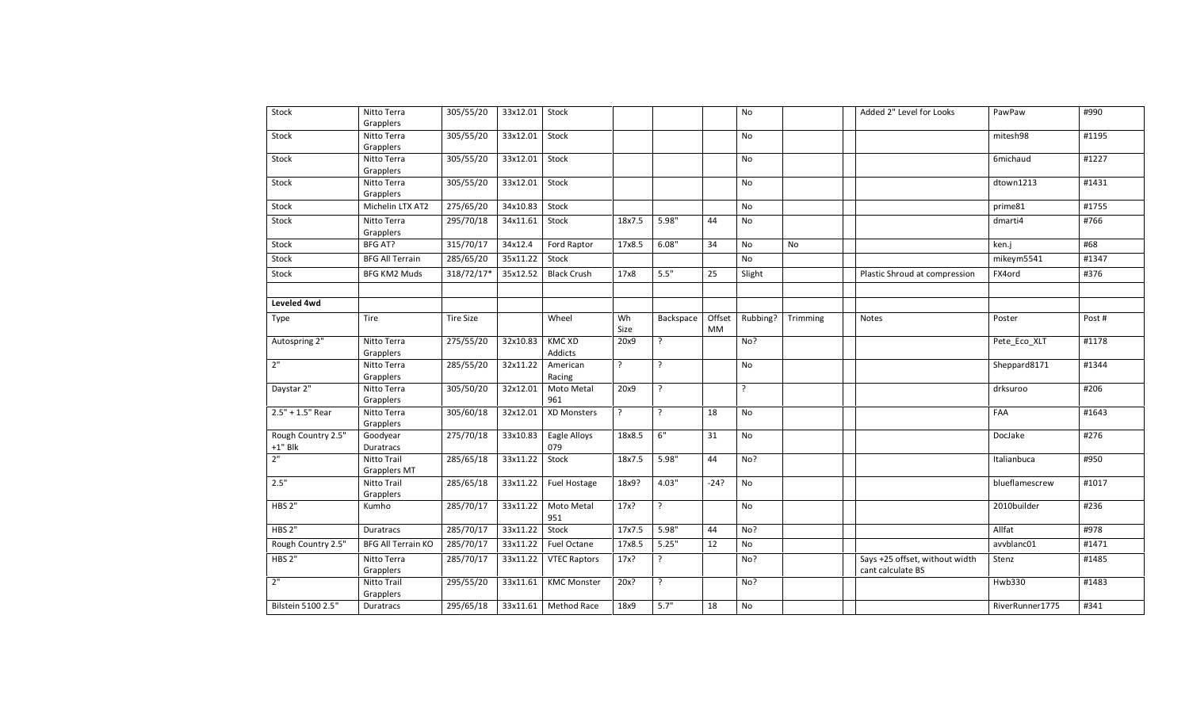| Stock | Nitto Terra Grapplers | 305/55/20 | 33x12.01 | Stock | | | | No | | | Added 2" Level for Looks | PawPaw | #990 |
|---|---|---|---|---|---|---|---|---|---|---|---|---|---|
| Stock | Nitto Terra Grapplers | 305/55/20 | 33x12.01 | Stock | | | | No | | | | mitesh98 | #1195 |
| Stock | Nitto Terra Grapplers | 305/55/20 | 33x12.01 | Stock | | | | No | | | | 6michaud | #1227 |
| Stock | Nitto Terra Grapplers | 305/55/20 | 33x12.01 | Stock | | | | No | | | | dtown1213 | #1431 |
| Stock | Michelin LTX AT2 | 275/65/20 | 34x10.83 | Stock | | | | No | | | | prime81 | #1755 |
| Stock | Nitto Terra Grapplers | 295/70/18 | 34x11.61 | Stock | 18x7.5 | 5.98" | 44 | No | | | | dmarti4 | #766 |
| Stock | BFG AT? | 315/70/17 | 34x12.4 | Ford Raptor | 17x8.5 | 6.08" | 34 | No | No | | | ken.j | #68 |
| Stock | BFG All Terrain | 285/65/20 | 35x11.22 | Stock | | | | No | | | | mikeym5541 | #1347 |
| Stock | BFG KM2 Muds | 318/72/17* | 35x12.52 | Black Crush | 17x8 | 5.5" | 25 | Slight | | | Plastic Shroud at compression | FX4ord | #376 |
| | | | | | | | | | | | | | |
| **Leveled 4wd** | | | | | | | | | | | | | |
| Type | Tire | Tire Size | | Wheel | Wh Size | Backspace | Offset MM | Rubbing? | Trimming | | Notes | Poster | Post # |
| Autospring 2" | Nitto Terra Grapplers | 275/55/20 | 32x10.83 | KMC XD Addicts | 20x9 | ? | | No? | | | | Pete_Eco_XLT | #1178 |
| 2" | Nitto Terra Grapplers | 285/55/20 | 32x11.22 | American Racing | ? | ? | | No | | | | Sheppard8171 | #1344 |
| Daystar 2" | Nitto Terra Grapplers | 305/50/20 | 32x12.01 | Moto Metal 961 | 20x9 | ? | | ? | | | | drksuroo | #206 |
| 2.5" + 1.5" Rear | Nitto Terra Grapplers | 305/60/18 | 32x12.01 | XD Monsters | ? | ? | 18 | No | | | | FAA | #1643 |
| Rough Country 2.5" +1" Blk | Goodyear Duratracs | 275/70/18 | 33x10.83 | Eagle Alloys 079 | 18x8.5 | 6" | 31 | No | | | | DocJake | #276 |
| 2" | Nitto Trail Grapplers MT | 285/65/18 | 33x11.22 | Stock | 18x7.5 | 5.98" | 44 | No? | | | | Italianbuca | #950 |
| 2.5" | Nitto Trail Grapplers | 285/65/18 | 33x11.22 | Fuel Hostage | 18x9? | 4.03" | -24? | No | | | | blueflamescrew | #1017 |
| HBS 2" | Kumho | 285/70/17 | 33x11.22 | Moto Metal 951 | 17x? | ? | | No | | | | 2010builder | #236 |
| HBS 2" | Duratracs | 285/70/17 | 33x11.22 | Stock | 17x7.5 | 5.98" | 44 | No? | | | | Allfat | #978 |
| Rough Country 2.5" | BFG All Terrain KO | 285/70/17 | 33x11.22 | Fuel Octane | 17x8.5 | 5.25" | 12 | No | | | | avvblanc01 | #1471 |
| HBS 2" | Nitto Terra Grapplers | 285/70/17 | 33x11.22 | VTEC Raptors | 17x? | ? | | No? | | | Says +25 offset, without width cant calculate BS | Stenz | #1485 |
| 2" | Nitto Trail Grapplers | 295/55/20 | 33x11.61 | KMC Monster | 20x? | ? | | No? | | | | Hwb330 | #1483 |
| Bilstein 5100 2.5" | Duratracs | 295/65/18 | 33x11.61 | Method Race | 18x9 | 5.7" | 18 | No | | | | RiverRunner1775 | #341 |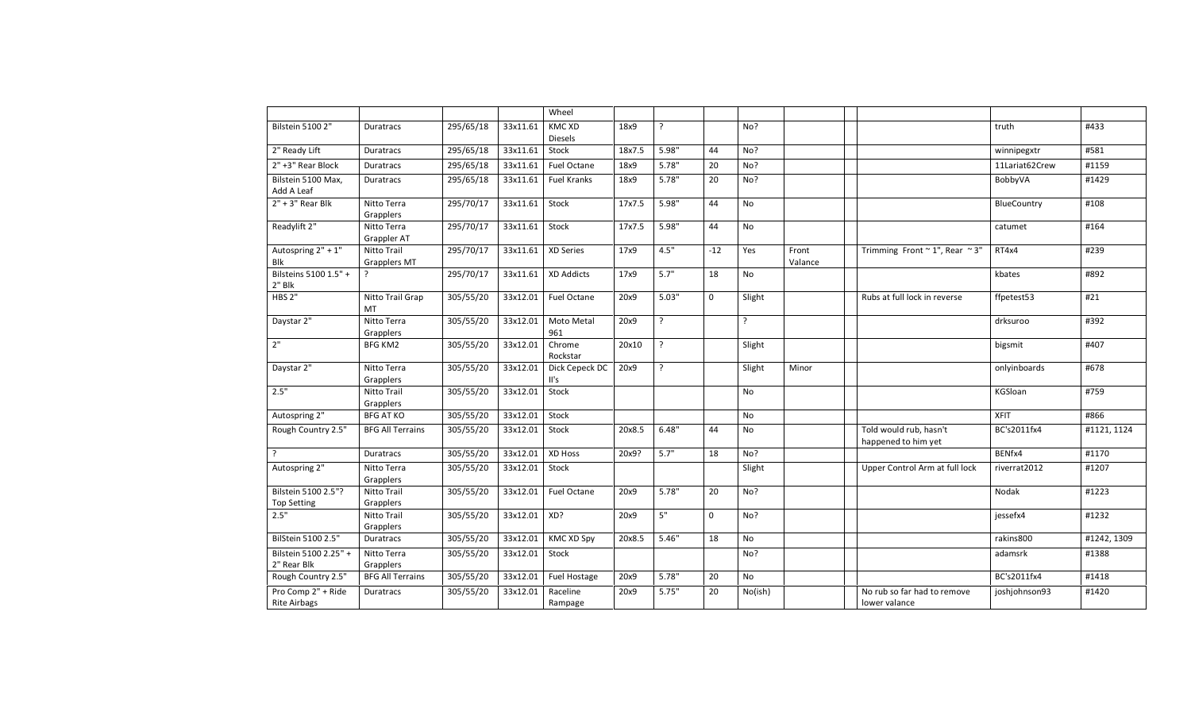| | | | | Wheel | | | | | | | | | |
|---|---|---|---|---|---|---|---|---|---|---|---|---|---|
| Bilstein 5100 2" | Duratracs | 295/65/18 | 33x11.61 | KMC XD Diesels | 18x9 | ? | | No? | | | | truth | #433 |
| 2" Ready Lift | Duratracs | 295/65/18 | 33x11.61 | Stock | 18x7.5 | 5.98" | 44 | No? | | | | winnipegxtr | #581 |
| 2" +3" Rear Block | Duratracs | 295/65/18 | 33x11.61 | Fuel Octane | 18x9 | 5.78" | 20 | No? | | | | 11Lariat62Crew | #1159 |
| Bilstein 5100 Max, Add A Leaf | Duratracs | 295/65/18 | 33x11.61 | Fuel Kranks | 18x9 | 5.78" | 20 | No? | | | | BobbyVA | #1429 |
| 2" + 3" Rear Blk | Nitto Terra Grapplers | 295/70/17 | 33x11.61 | Stock | 17x7.5 | 5.98" | 44 | No | | | | BlueCountry | #108 |
| Readylift 2" | Nitto Terra Grappler AT | 295/70/17 | 33x11.61 | Stock | 17x7.5 | 5.98" | 44 | No | | | | catumet | #164 |
| Autospring 2" + 1" Blk | Nitto Trail Grapplers MT | 295/70/17 | 33x11.61 | XD Series | 17x9 | 4.5" | -12 | Yes | Front Valance | | Trimming Front ~ 1", Rear ~ 3" | RT4x4 | #239 |
| Bilsteins 5100 1.5" + 2" Blk | ? | 295/70/17 | 33x11.61 | XD Addicts | 17x9 | 5.7" | 18 | No | | | | kbates | #892 |
| HBS 2" | Nitto Trail Grap MT | 305/55/20 | 33x12.01 | Fuel Octane | 20x9 | 5.03" | 0 | Slight | | | Rubs at full lock in reverse | ffpetest53 | #21 |
| Daystar 2" | Nitto Terra Grapplers | 305/55/20 | 33x12.01 | Moto Metal 961 | 20x9 | ? | | ? | | | | drksuroo | #392 |
| 2" | BFG KM2 | 305/55/20 | 33x12.01 | Chrome Rockstar | 20x10 | ? | | Slight | | | | bigsmit | #407 |
| Daystar 2" | Nitto Terra Grapplers | 305/55/20 | 33x12.01 | Dick Cepeck DC II's | 20x9 | ? | | Slight | Minor | | | onlyinboards | #678 |
| 2.5" | Nitto Trail Grapplers | 305/55/20 | 33x12.01 | Stock | | | | No | | | | KGSloan | #759 |
| Autospring 2" | BFG AT KO | 305/55/20 | 33x12.01 | Stock | | | | No | | | | XFIT | #866 |
| Rough Country 2.5" | BFG All Terrains | 305/55/20 | 33x12.01 | Stock | 20x8.5 | 6.48" | 44 | No | | | Told would rub, hasn't happened to him yet | BC's2011fx4 | #1121, 1124 |
| ? | Duratracs | 305/55/20 | 33x12.01 | XD Hoss | 20x9? | 5.7" | 18 | No? | | | | BENfx4 | #1170 |
| Autospring 2" | Nitto Terra Grapplers | 305/55/20 | 33x12.01 | Stock | | | | Slight | | | Upper Control Arm at full lock | riverrat2012 | #1207 |
| Bilstein 5100 2.5"? Top Setting | Nitto Trail Grapplers | 305/55/20 | 33x12.01 | Fuel Octane | 20x9 | 5.78" | 20 | No? | | | | Nodak | #1223 |
| 2.5" | Nitto Trail Grapplers | 305/55/20 | 33x12.01 | XD? | 20x9 | 5" | 0 | No? | | | | jessefx4 | #1232 |
| BilStein 5100 2.5" | Duratracs | 305/55/20 | 33x12.01 | KMC XD Spy | 20x8.5 | 5.46" | 18 | No | | | | rakins800 | #1242, 1309 |
| Bilstein 5100 2.25" + 2" Rear Blk | Nitto Terra Grapplers | 305/55/20 | 33x12.01 | Stock | | | | No? | | | | adamsrk | #1388 |
| Rough Country 2.5" | BFG All Terrains | 305/55/20 | 33x12.01 | Fuel Hostage | 20x9 | 5.78" | 20 | No | | | | BC's2011fx4 | #1418 |
| Pro Comp 2" + Ride Rite Airbags | Duratracs | 305/55/20 | 33x12.01 | Raceline Rampage | 20x9 | 5.75" | 20 | No(ish) | | | No rub so far had to remove lower valance | joshjohnson93 | #1420 |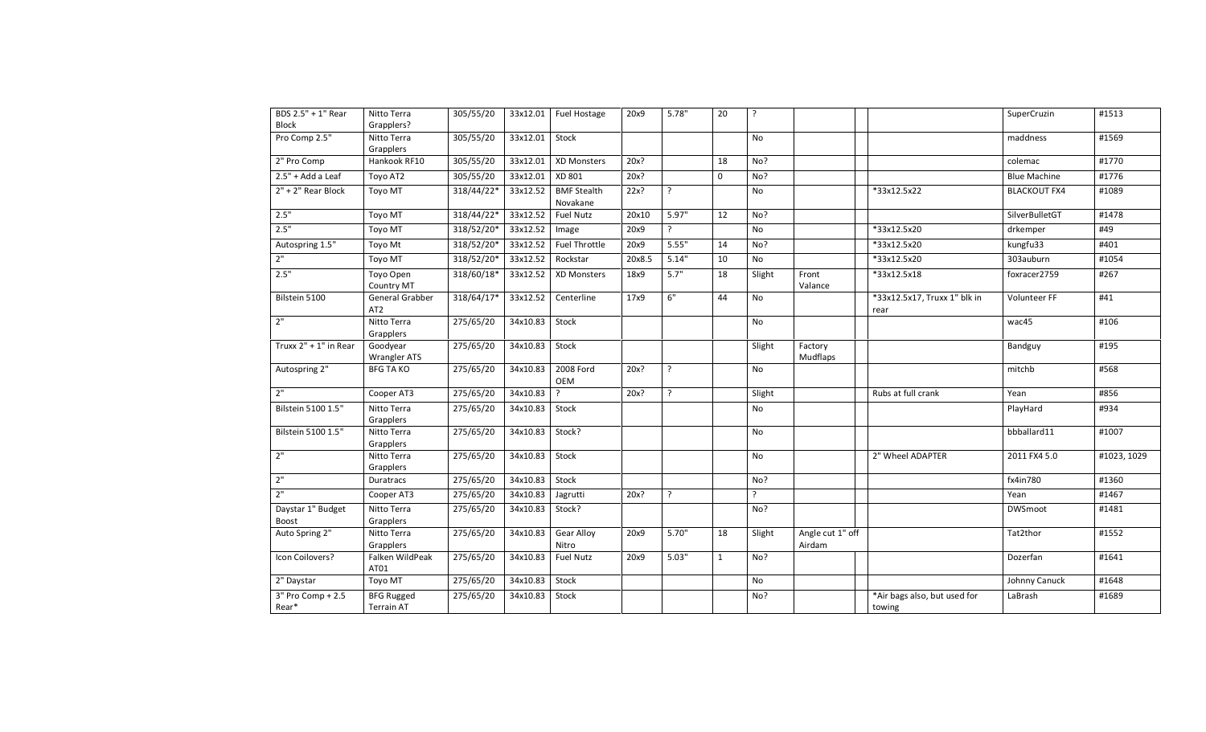| | | | | | | | | | | | | | |
|---|---|---|---|---|---|---|---|---|---|---|---|---|---|
| BDS 2.5" + 1" Rear Block | Nitto Terra Grapplers? | 305/55/20 | 33x12.01 | Fuel Hostage | 20x9 | 5.78" | 20 | ? | | | | SuperCruzin | #1513 |
| Pro Comp 2.5" | Nitto Terra Grapplers | 305/55/20 | 33x12.01 | Stock | | | | No | | | | maddness | #1569 |
| 2" Pro Comp | Hankook RF10 | 305/55/20 | 33x12.01 | XD Monsters | 20x? | | 18 | No? | | | | colemac | #1770 |
| 2.5" + Add a Leaf | Toyo AT2 | 305/55/20 | 33x12.01 | XD 801 | 20x? | | 0 | No? | | | | Blue Machine | #1776 |
| 2" + 2" Rear Block | Toyo MT | 318/44/22* | 33x12.52 | BMF Stealth Novakane | 22x? | ? | | No | | | *33x12.5x22 | BLACKOUT FX4 | #1089 |
| 2.5" | Toyo MT | 318/44/22* | 33x12.52 | Fuel Nutz | 20x10 | 5.97" | 12 | No? | | | | SilverBulletGT | #1478 |
| 2.5" | Toyo MT | 318/52/20* | 33x12.52 | Image | 20x9 | ? | | No | | | *33x12.5x20 | drkemper | #49 |
| Autospring 1.5" | Toyo Mt | 318/52/20* | 33x12.52 | Fuel Throttle | 20x9 | 5.55" | 14 | No? | | | *33x12.5x20 | kungfu33 | #401 |
| 2" | Toyo MT | 318/52/20* | 33x12.52 | Rockstar | 20x8.5 | 5.14" | 10 | No | | | *33x12.5x20 | 303auburn | #1054 |
| 2.5" | Toyo Open Country MT | 318/60/18* | 33x12.52 | XD Monsters | 18x9 | 5.7" | 18 | Slight | Front Valance | | *33x12.5x18 | foxracer2759 | #267 |
| Bilstein 5100 | General Grabber AT2 | 318/64/17* | 33x12.52 | Centerline | 17x9 | 6" | 44 | No | | | *33x12.5x17, Truxx 1" blk in rear | Volunteer FF | #41 |
| 2" | Nitto Terra Grapplers | 275/65/20 | 34x10.83 | Stock | | | | No | | | | wac45 | #106 |
| Truxx 2" + 1" in Rear | Goodyear Wrangler ATS | 275/65/20 | 34x10.83 | Stock | | | | Slight | Factory Mudflaps | | | Bandguy | #195 |
| Autospring 2" | BFG TA KO | 275/65/20 | 34x10.83 | 2008 Ford OEM | 20x? | ? | | No | | | | mitchb | #568 |
| 2" | Cooper AT3 | 275/65/20 | 34x10.83 | ? | 20x? | ? | | Slight | | | Rubs at full crank | Yean | #856 |
| Bilstein 5100 1.5" | Nitto Terra Grapplers | 275/65/20 | 34x10.83 | Stock | | | | No | | | | PlayHard | #934 |
| Bilstein 5100 1.5" | Nitto Terra Grapplers | 275/65/20 | 34x10.83 | Stock? | | | | No | | | | bbballard11 | #1007 |
| 2" | Nitto Terra Grapplers | 275/65/20 | 34x10.83 | Stock | | | | No | | | 2" Wheel ADAPTER | 2011 FX4 5.0 | #1023, 1029 |
| 2" | Duratracs | 275/65/20 | 34x10.83 | Stock | | | | No? | | | | fx4in780 | #1360 |
| 2" | Cooper AT3 | 275/65/20 | 34x10.83 | Jagrutti | 20x? | ? | | ? | | | | Yean | #1467 |
| Daystar 1" Budget Boost | Nitto Terra Grapplers | 275/65/20 | 34x10.83 | Stock? | | | | No? | | | | DWSmoot | #1481 |
| Auto Spring 2" | Nitto Terra Grapplers | 275/65/20 | 34x10.83 | Gear Alloy Nitro | 20x9 | 5.70" | 18 | Slight | Angle cut 1" off Airdam | | | Tat2thor | #1552 |
| Icon Coilovers? | Falken WildPeak AT01 | 275/65/20 | 34x10.83 | Fuel Nutz | 20x9 | 5.03" | 1 | No? | | | | Dozerfan | #1641 |
| 2" Daystar | Toyo MT | 275/65/20 | 34x10.83 | Stock | | | | No | | | | Johnny Canuck | #1648 |
| 3" Pro Comp + 2.5 Rear* | BFG Rugged Terrain AT | 275/65/20 | 34x10.83 | Stock | | | | No? | | | *Air bags also, but used for towing | LaBrash | #1689 |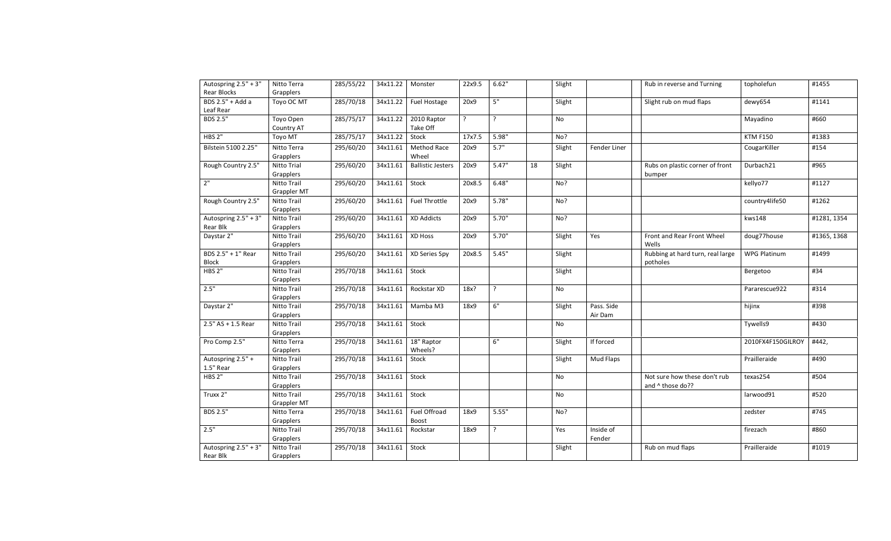| | | | | | | | | | | | | | |
|---|---|---|---|---|---|---|---|---|---|---|---|---|---|
| Autospring 2.5" + 3" Rear Blocks | Nitto Terra Grapplers | 285/55/22 | 34x11.22 | Monster | 22x9.5 | 6.62" | | Slight | | | Rub in reverse and Turning | topholefun | #1455 |
| BDS 2.5" + Add a Leaf Rear | Toyo OC MT | 285/70/18 | 34x11.22 | Fuel Hostage | 20x9 | 5" | | Slight | | | Slight rub on mud flaps | dewy654 | #1141 |
| BDS 2.5" | Toyo Open Country AT | 285/75/17 | 34x11.22 | 2010 Raptor Take Off | ? | ? | | No | | | | Mayadino | #660 |
| HBS 2" | Toyo MT | 285/75/17 | 34x11.22 | Stock | 17x7.5 | 5.98" | | No? | | | | KTM F150 | #1383 |
| Bilstein 5100 2.25" | Nitto Terra Grapplers | 295/60/20 | 34x11.61 | Method Race Wheel | 20x9 | 5.7" | | Slight | Fender Liner | | | CougarKiller | #154 |
| Rough Country 2.5" | Nitto Trial Grapplers | 295/60/20 | 34x11.61 | Ballistic Jesters | 20x9 | 5.47" | 18 | Slight | | | Rubs on plastic corner of front bumper | Durbach21 | #965 |
| 2" | Nitto Trail Grappler MT | 295/60/20 | 34x11.61 | Stock | 20x8.5 | 6.48" | | No? | | | | kellyo77 | #1127 |
| Rough Country 2.5" | Nitto Trail Grapplers | 295/60/20 | 34x11.61 | Fuel Throttle | 20x9 | 5.78" | | No? | | | | country4life50 | #1262 |
| Autospring 2.5" + 3" Rear Blk | Nitto Trail Grapplers | 295/60/20 | 34x11.61 | XD Addicts | 20x9 | 5.70" | | No? | | | | kws148 | #1281, 1354 |
| Daystar 2" | Nitto Trail Grapplers | 295/60/20 | 34x11.61 | XD Hoss | 20x9 | 5.70" | | Slight | Yes | | Front and Rear Front Wheel Wells | doug77house | #1365, 1368 |
| BDS 2.5" + 1" Rear Block | Nitto Trail Grapplers | 295/60/20 | 34x11.61 | XD Series Spy | 20x8.5 | 5.45" | | Slight | | | Rubbing at hard turn, real large potholes | WPG Platinum | #1499 |
| HBS 2" | Nitto Trail Grapplers | 295/70/18 | 34x11.61 | Stock | | | | Slight | | | | Bergetoo | #34 |
| 2.5" | Nitto Trail Grapplers | 295/70/18 | 34x11.61 | Rockstar XD | 18x? | ? | | No | | | | Pararescue922 | #314 |
| Daystar 2" | Nitto Trail Grapplers | 295/70/18 | 34x11.61 | Mamba M3 | 18x9 | 6" | | Slight | Pass. Side Air Dam | | | hijinx | #398 |
| 2.5" AS + 1.5 Rear | Nitto Trail Grapplers | 295/70/18 | 34x11.61 | Stock | | | | No | | | | Tywells9 | #430 |
| Pro Comp 2.5" | Nitto Terra Grapplers | 295/70/18 | 34x11.61 | 18" Raptor Wheels? | | 6" | | Slight | If forced | | | 2010FX4F150GILROY | #442, |
| Autospring 2.5" + 1.5" Rear | Nitto Trail Grapplers | 295/70/18 | 34x11.61 | Stock | | | | Slight | Mud Flaps | | | Prailleraide | #490 |
| HBS 2" | Nitto Trail Grapplers | 295/70/18 | 34x11.61 | Stock | | | | No | | | Not sure how these don't rub and ^ those do?? | texas254 | #504 |
| Truxx 2" | Nitto Trail Grappler MT | 295/70/18 | 34x11.61 | Stock | | | | No | | | | larwood91 | #520 |
| BDS 2.5" | Nitto Terra Grapplers | 295/70/18 | 34x11.61 | Fuel Offroad Boost | 18x9 | 5.55" | | No? | | | | zedster | #745 |
| 2.5" | Nitto Trail Grapplers | 295/70/18 | 34x11.61 | Rockstar | 18x9 | ? | | Yes | Inside of Fender | | | firezach | #860 |
| Autospring 2.5" + 3" Rear Blk | Nitto Trail Grapplers | 295/70/18 | 34x11.61 | Stock | | | | Slight | | | Rub on mud flaps | Prailleraide | #1019 |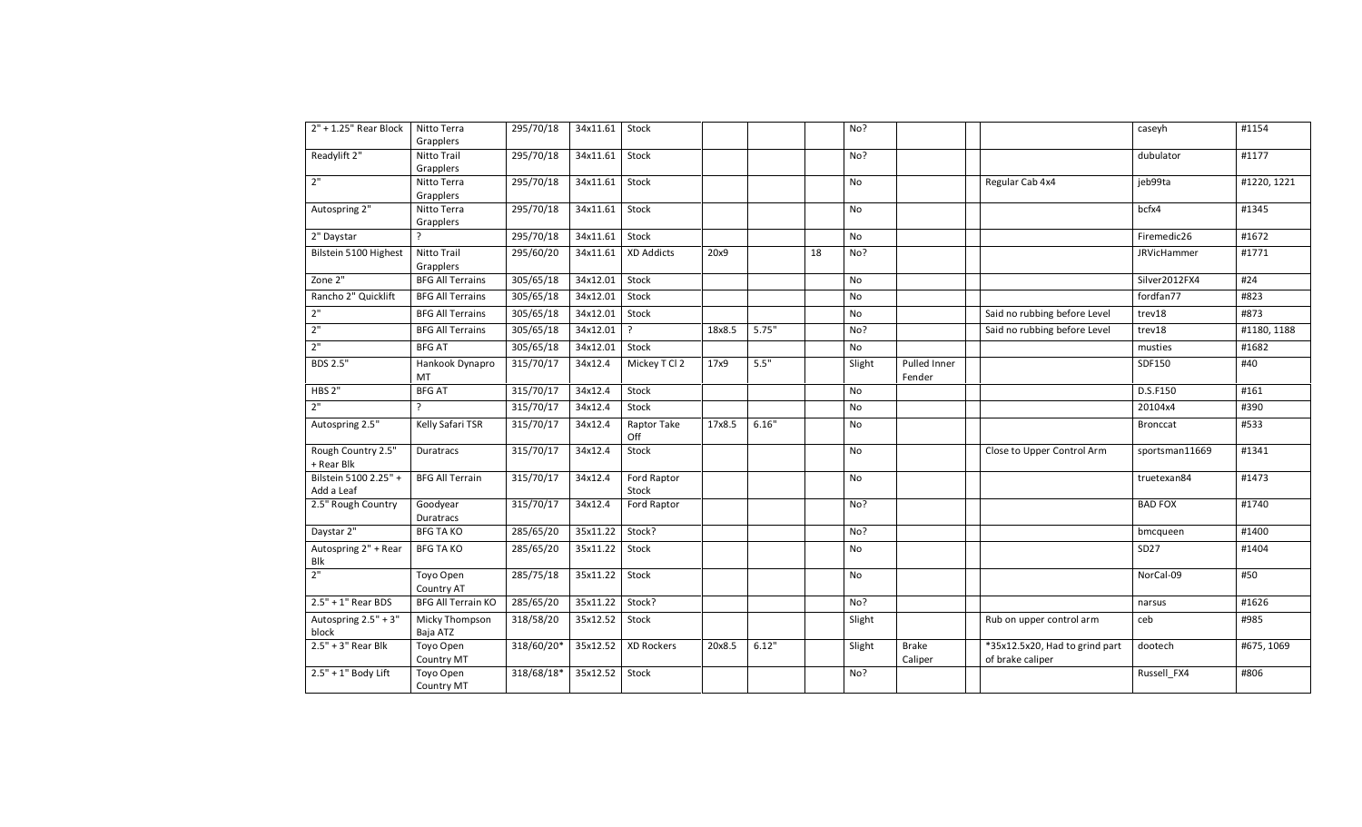| | | | | | | | | | | | | | |
|---|---|---|---|---|---|---|---|---|---|---|---|---|---|
| 2" + 1.25" Rear Block | Nitto Terra Grapplers | 295/70/18 | 34x11.61 | Stock | | | | No? | | | | caseyh | #1154 |
| Readylift 2" | Nitto Trail Grapplers | 295/70/18 | 34x11.61 | Stock | | | | No? | | | | dubulator | #1177 |
| 2" | Nitto Terra Grapplers | 295/70/18 | 34x11.61 | Stock | | | | No | | | Regular Cab 4x4 | jeb99ta | #1220, 1221 |
| Autospring 2" | Nitto Terra Grapplers | 295/70/18 | 34x11.61 | Stock | | | | No | | | | bcfx4 | #1345 |
| 2" Daystar | ? | 295/70/18 | 34x11.61 | Stock | | | | No | | | | Firemedic26 | #1672 |
| Bilstein 5100 Highest | Nitto Trail Grapplers | 295/60/20 | 34x11.61 | XD Addicts | 20x9 | | 18 | No? | | | | JRVicHammer | #1771 |
| Zone 2" | BFG All Terrains | 305/65/18 | 34x12.01 | Stock | | | | No | | | | Silver2012FX4 | #24 |
| Rancho 2" Quicklift | BFG All Terrains | 305/65/18 | 34x12.01 | Stock | | | | No | | | | fordfan77 | #823 |
| 2" | BFG All Terrains | 305/65/18 | 34x12.01 | Stock | | | | No | | | Said no rubbing before Level | trev18 | #873 |
| 2" | BFG All Terrains | 305/65/18 | 34x12.01 | ? | 18x8.5 | 5.75" | | No? | | | Said no rubbing before Level | trev18 | #1180, 1188 |
| 2" | BFG AT | 305/65/18 | 34x12.01 | Stock | | | | No | | | | musties | #1682 |
| BDS 2.5" | Hankook Dynapro MT | 315/70/17 | 34x12.4 | Mickey T Cl 2 | 17x9 | 5.5" | | Slight | Pulled Inner Fender | | | SDF150 | #40 |
| HBS 2" | BFG AT | 315/70/17 | 34x12.4 | Stock | | | | No | | | | D.S.F150 | #161 |
| 2" | ? | 315/70/17 | 34x12.4 | Stock | | | | No | | | | 20104x4 | #390 |
| Autospring 2.5" | Kelly Safari TSR | 315/70/17 | 34x12.4 | Raptor Take Off | 17x8.5 | 6.16" | | No | | | | Bronccat | #533 |
| Rough Country 2.5" + Rear Blk | Duratracs | 315/70/17 | 34x12.4 | Stock | | | | No | | | Close to Upper Control Arm | sportsman11669 | #1341 |
| Bilstein 5100 2.25" + Add a Leaf | BFG All Terrain | 315/70/17 | 34x12.4 | Ford Raptor Stock | | | | No | | | | truetexan84 | #1473 |
| 2.5" Rough Country | Goodyear Duratracs | 315/70/17 | 34x12.4 | Ford Raptor | | | | No? | | | | BAD FOX | #1740 |
| Daystar 2" | BFG TA KO | 285/65/20 | 35x11.22 | Stock? | | | | No? | | | | bmcqueen | #1400 |
| Autospring 2" + Rear Blk | BFG TA KO | 285/65/20 | 35x11.22 | Stock | | | | No | | | | SD27 | #1404 |
| 2" | Toyo Open Country AT | 285/75/18 | 35x11.22 | Stock | | | | No | | | | NorCal-09 | #50 |
| 2.5" + 1" Rear BDS | BFG All Terrain KO | 285/65/20 | 35x11.22 | Stock? | | | | No? | | | | narsus | #1626 |
| Autospring 2.5" + 3" block | Micky Thompson Baja ATZ | 318/58/20 | 35x12.52 | Stock | | | | Slight | | | Rub on upper control arm | ceb | #985 |
| 2.5" + 3" Rear Blk | Toyo Open Country MT | 318/60/20* | 35x12.52 | XD Rockers | 20x8.5 | 6.12" | | Slight | Brake Caliper | | *35x12.5x20, Had to grind part of brake caliper | dootech | #675, 1069 |
| 2.5" + 1" Body Lift | Toyo Open Country MT | 318/68/18* | 35x12.52 | Stock | | | | No? | | | | Russell_FX4 | #806 |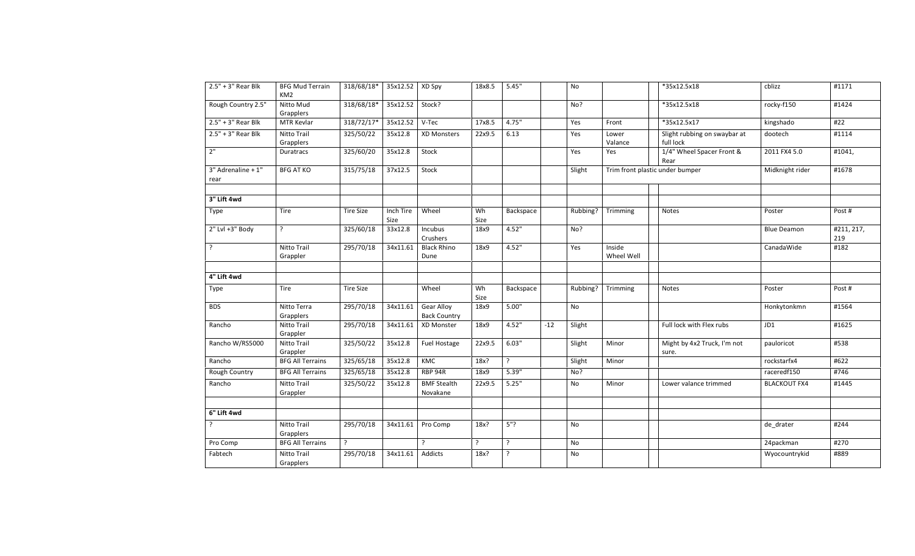| | | | | | | | | | | | | | |
|---|---|---|---|---|---|---|---|---|---|---|---|---|---|
| 2.5" + 3" Rear Blk | BFG Mud Terrain KM2 | 318/68/18* | 35x12.52 | XD Spy | 18x8.5 | 5.45" | | No | | | *35x12.5x18 | cblizz | #1171 |
| Rough Country 2.5" | Nitto Mud Grapplers | 318/68/18* | 35x12.52 | Stock? | | | | No? | | | *35x12.5x18 | rocky-f150 | #1424 |
| 2.5" + 3" Rear Blk | MTR Kevlar | 318/72/17* | 35x12.52 | V-Tec | 17x8.5 | 4.75" | | Yes | Front | | *35x12.5x17 | kingshado | #22 |
| 2.5" + 3" Rear Blk | Nitto Trail Grapplers | 325/50/22 | 35x12.8 | XD Monsters | 22x9.5 | 6.13 | | Yes | Lower Valance | | Slight rubbing on swaybar at full lock | dootech | #1114 |
| 2" | Duratracs | 325/60/20 | 35x12.8 | Stock | | | | Yes | Yes | | 1/4" Wheel Spacer Front & Rear | 2011 FX4 5.0 | #1041, |
| 3" Adrenaline + 1" rear | BFG AT KO | 315/75/18 | 37x12.5 | Stock | | | | Slight | Trim front plastic under bumper | | | Midknight rider | #1678 |
| | | | | | | | | | | | | | |
| **3" Lift 4wd** | | | | | | | | | | | | | |
| Type | Tire | Tire Size | Inch Tire Size | Wheel | Wh Size | Backspace | | Rubbing? | Trimming | | Notes | Poster | Post # |
| 2" Lvl +3" Body | ? | 325/60/18 | 33x12.8 | Incubus Crushers | 18x9 | 4.52" | | No? | | | | Blue Deamon | #211, 217, 219 |
| ? | Nitto Trail Grappler | 295/70/18 | 34x11.61 | Black Rhino Dune | 18x9 | 4.52" | | Yes | Inside Wheel Well | | | CanadaWide | #182 |
| | | | | | | | | | | | | | |
| **4" Lift 4wd** | | | | | | | | | | | | | |
| Type | Tire | Tire Size | | Wheel | Wh Size | Backspace | | Rubbing? | Trimming | | Notes | Poster | Post # |
| BDS | Nitto Terra Grapplers | 295/70/18 | 34x11.61 | Gear Alloy Back Country | 18x9 | 5.00" | | No | | | | Honkytonkmn | #1564 |
| Rancho | Nitto Trail Grappler | 295/70/18 | 34x11.61 | XD Monster | 18x9 | 4.52" | -12 | Slight | | | Full lock with Flex rubs | JD1 | #1625 |
| Rancho W/RS5000 | Nitto Trail Grappler | 325/50/22 | 35x12.8 | Fuel Hostage | 22x9.5 | 6.03" | | Slight | Minor | | Might by 4x2 Truck, I'm not sure. | pauloricot | #538 |
| Rancho | BFG All Terrains | 325/65/18 | 35x12.8 | KMC | 18x? | ? | | Slight | Minor | | | rockstarfx4 | #622 |
| Rough Country | BFG All Terrains | 325/65/18 | 35x12.8 | RBP 94R | 18x9 | 5.39" | | No? | | | | raceredf150 | #746 |
| Rancho | Nitto Trail Grappler | 325/50/22 | 35x12.8 | BMF Stealth Novakane | 22x9.5 | 5.25" | | No | Minor | | Lower valance trimmed | BLACKOUT FX4 | #1445 |
| | | | | | | | | | | | | | |
| **6" Lift 4wd** | | | | | | | | | | | | | |
| ? | Nitto Trail Grapplers | 295/70/18 | 34x11.61 | Pro Comp | 18x? | 5"? | | No | | | | de_drater | #244 |
| Pro Comp | BFG All Terrains | ? | | ? | ? | ? | | No | | | | 24packman | #270 |
| Fabtech | Nitto Trail Grapplers | 295/70/18 | 34x11.61 | Addicts | 18x? | ? | | No | | | | Wyocountrykid | #889 |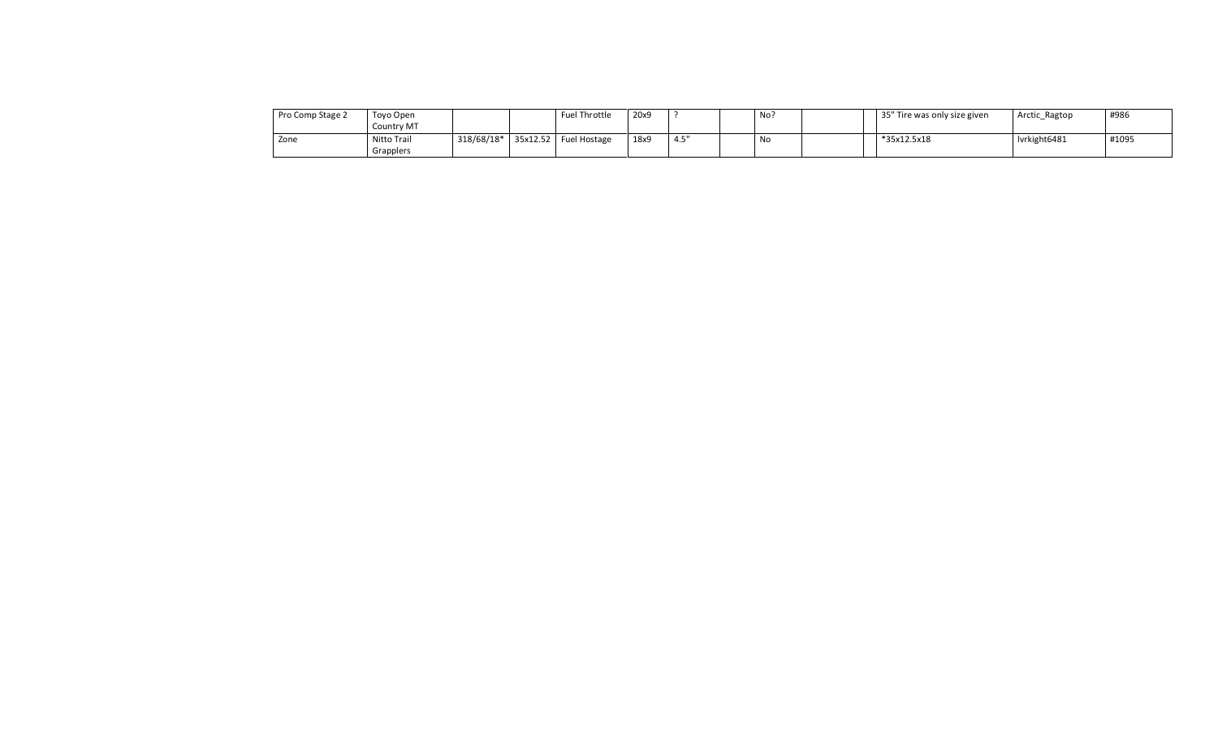| | | | | | | | | | | | | | |
|---|---|---|---|---|---|---|---|---|---|---|---|---|---|
| Pro Comp Stage 2 | Toyo Open Country MT | | | Fuel Throttle | 20x9 | ? | | No? | | | 35" Tire was only size given | Arctic_Ragtop | #986 |
| Zone | Nitto Trail Grapplers | 318/68/18* | 35x12.52 | Fuel Hostage | 18x9 | 4.5" | | No | | | *35x12.5x18 | lvrkight6481 | #1095 |